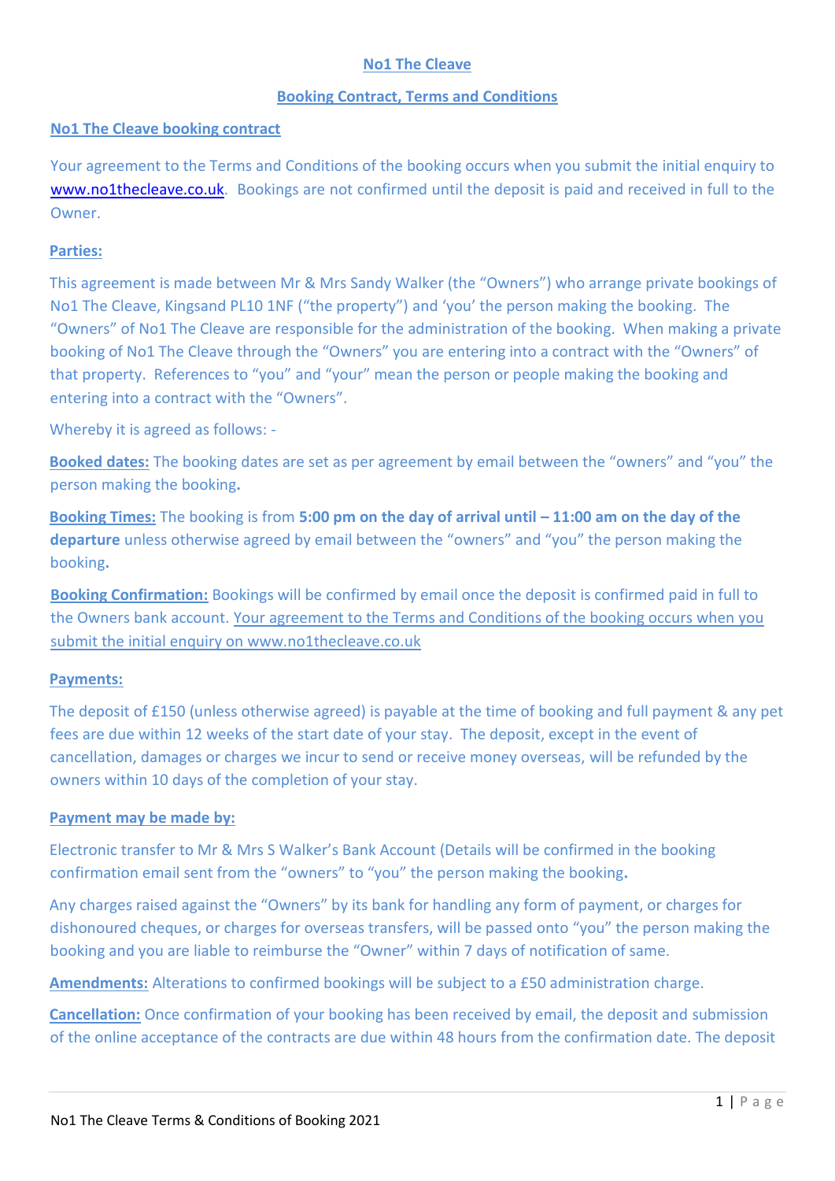# No1 The Cleave

## Booking Contract, Terms and Conditions

### No1 The Cleave booking contract

Your agreement to the Terms and Conditions of the booking occurs when you submit the initial enquiry to www.no1thecleave.co.uk. Bookings are not confirmed until the deposit is paid and received in full to the Owner.

### Parties:

This agreement is made between Mr & Mrs Sandy Walker (the "Owners") who arrange private bookings of No1 The Cleave, Kingsand PL10 1NF ("the property") and 'you' the person making the booking. The "Owners" of No1 The Cleave are responsible for the administration of the booking. When making a private booking of No1 The Cleave through the "Owners" you are entering into a contract with the "Owners" of that property. References to "you" and "your" mean the person or people making the booking and entering into a contract with the "Owners".

Whereby it is agreed as follows: -

**Booked dates:** The booking dates are set as per agreement by email between the "owners" and "you" the person making the booking**.**

**Booking Times:** The booking is from **5:00 pm on the day of arrival until – 11:00 am on the day of the departure** unless otherwise agreed by email between the "owners" and "you" the person making the booking**.**

**Booking Confirmation:** Bookings will be confirmed by email once the deposit is confirmed paid in full to the Owners bank account. Your agreement to the Terms and Conditions of the booking occurs when you submit the initial enquiry on www.no1thecleave.co.uk

### Payments:

The deposit of £150 (unless otherwise agreed) is payable at the time of booking and full payment & any pet fees are due within 12 weeks of the start date of your stay. The deposit, except in the event of cancellation, damages or charges we incur to send or receive money overseas, will be refunded by the owners within 10 days of the completion of your stay.

### Payment may be made by:

Electronic transfer to Mr & Mrs S Walker's Bank Account (Details will be confirmed in the booking confirmation email sent from the "owners" to "you" the person making the booking**.**

Any charges raised against the "Owners" by its bank for handling any form of payment, or charges for dishonoured cheques, or charges for overseas transfers, will be passed onto "you" the person making the booking and you are liable to reimburse the "Owner" within 7 days of notification of same.

**Amendments:** Alterations to confirmed bookings will be subject to a £50 administration charge.

**Cancellation:** Once confirmation of your booking has been received by email, the deposit and submission of the online acceptance of the contracts are due within 48 hours from the confirmation date. The deposit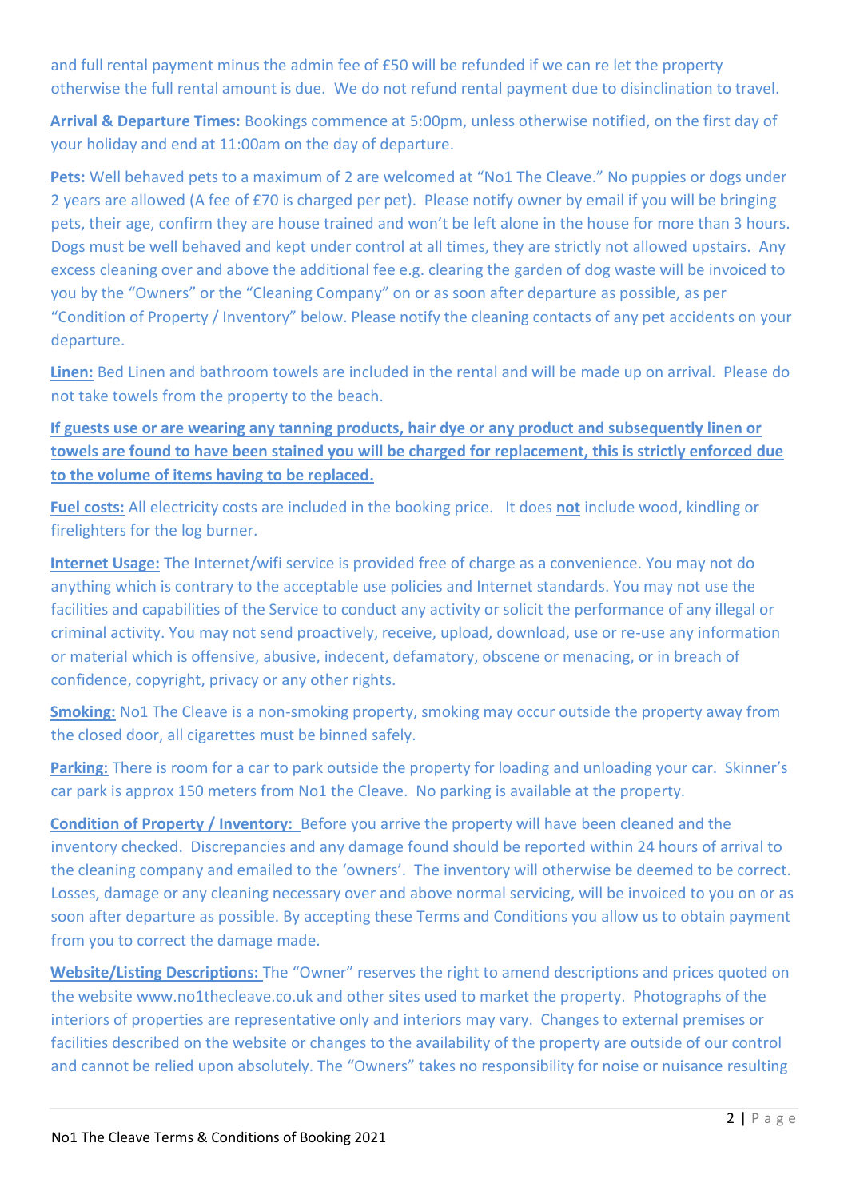and full rental payment minus the admin fee of £50 will be refunded if we can re let the property otherwise the full rental amount is due. We do not refund rental payment due to disinclination to travel.

**Arrival & Departure Times:** Bookings commence at 5:00pm, unless otherwise notified, on the first day of your holiday and end at 11:00am on the day of departure.

**Pets:** Well behaved pets to a maximum of 2 are welcomed at "No1 The Cleave." No puppies or dogs under 2 years are allowed (A fee of £70 is charged per pet). Please notify owner by email if you will be bringing pets, their age, confirm they are house trained and won't be left alone in the house for more than 3 hours. Dogs must be well behaved and kept under control at all times, they are strictly not allowed upstairs. Any excess cleaning over and above the additional fee e.g. clearing the garden of dog waste will be invoiced to you by the "Owners" or the "Cleaning Company" on or as soon after departure as possible, as per "Condition of Property / Inventory" below. Please notify the cleaning contacts of any pet accidents on your departure.

**Linen:** Bed Linen and bathroom towels are included in the rental and will be made up on arrival. Please do not take towels from the property to the beach.

**If guests use or are wearing any tanning products, hair dye or any product and subsequently linen or towels are found to have been stained you will be charged for replacement, this is strictly enforced due to the volume of items having to be replaced.**

**Fuel costs:** All electricity costs are included in the booking price. It does **not** include wood, kindling or firelighters for the log burner.

**Internet Usage:** The Internet/wifi service is provided free of charge as a convenience. You may not do anything which is contrary to the acceptable use policies and Internet standards. You may not use the facilities and capabilities of the Service to conduct any activity or solicit the performance of any illegal or criminal activity. You may not send proactively, receive, upload, download, use or re-use any information or material which is offensive, abusive, indecent, defamatory, obscene or menacing, or in breach of confidence, copyright, privacy or any other rights.

**Smoking:** No1 The Cleave is a non-smoking property, smoking may occur outside the property away from the closed door, all cigarettes must be binned safely.

**Parking:** There is room for a car to park outside the property for loading and unloading your car. Skinner's car park is approx 150 meters from No1 the Cleave. No parking is available at the property.

**Condition of Property / Inventory:** Before you arrive the property will have been cleaned and the inventory checked. Discrepancies and any damage found should be reported within 24 hours of arrival to the cleaning company and emailed to the 'owners'. The inventory will otherwise be deemed to be correct. Losses, damage or any cleaning necessary over and above normal servicing, will be invoiced to you on or as soon after departure as possible. By accepting these Terms and Conditions you allow us to obtain payment from you to correct the damage made.

**Website/Listing Descriptions:** The "Owner" reserves the right to amend descriptions and prices quoted on the website www.no1thecleave.co.uk and other sites used to market the property. Photographs of the interiors of properties are representative only and interiors may vary. Changes to external premises or facilities described on the website or changes to the availability of the property are outside of our control and cannot be relied upon absolutely. The "Owners" takes no responsibility for noise or nuisance resulting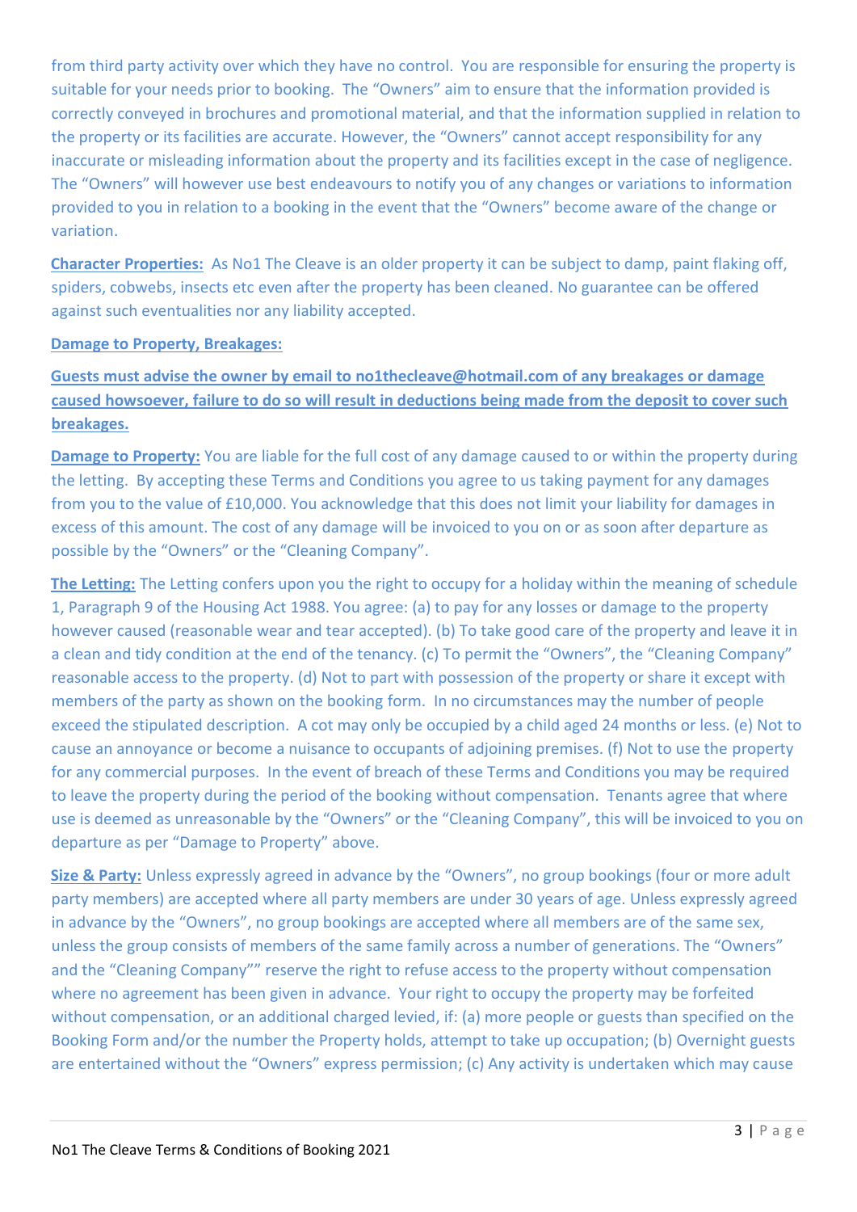from third party activity over which they have no control. You are responsible for ensuring the property is suitable for your needs prior to booking. The "Owners" aim to ensure that the information provided is correctly conveyed in brochures and promotional material, and that the information supplied in relation to the property or its facilities are accurate. However, the "Owners" cannot accept responsibility for any inaccurate or misleading information about the property and its facilities except in the case of negligence. The "Owners" will however use best endeavours to notify you of any changes or variations to information provided to you in relation to a booking in the event that the "Owners" become aware of the change or variation.

**Character Properties:** As No1 The Cleave is an older property it can be subject to damp, paint flaking off, spiders, cobwebs, insects etc even after the property has been cleaned. No guarantee can be offered against such eventualities nor any liability accepted.

**Damage to Property, Breakages:**

**Guests must advise the owner by email to no1thecleave@hotmail.com of any breakages or damage caused howsoever, failure to do so will result in deductions being made from the deposit to cover such breakages.**

**Damage to Property:** You are liable for the full cost of any damage caused to or within the property during the letting. By accepting these Terms and Conditions you agree to us taking payment for any damages from you to the value of £10,000. You acknowledge that this does not limit your liability for damages in excess of this amount. The cost of any damage will be invoiced to you on or as soon after departure as possible by the "Owners" or the "Cleaning Company".

**The Letting:** The Letting confers upon you the right to occupy for a holiday within the meaning of schedule 1, Paragraph 9 of the Housing Act 1988. You agree: (a) to pay for any losses or damage to the property however caused (reasonable wear and tear accepted). (b) To take good care of the property and leave it in a clean and tidy condition at the end of the tenancy. (c) To permit the "Owners", the "Cleaning Company" reasonable access to the property. (d) Not to part with possession of the property or share it except with members of the party as shown on the booking form. In no circumstances may the number of people exceed the stipulated description. A cot may only be occupied by a child aged 24 months or less. (e) Not to cause an annoyance or become a nuisance to occupants of adjoining premises. (f) Not to use the property for any commercial purposes. In the event of breach of these Terms and Conditions you may be required to leave the property during the period of the booking without compensation. Tenants agree that where use is deemed as unreasonable by the "Owners" or the "Cleaning Company", this will be invoiced to you on departure as per "Damage to Property" above.

**Size & Party:** Unless expressly agreed in advance by the "Owners", no group bookings (four or more adult party members) are accepted where all party members are under 30 years of age. Unless expressly agreed in advance by the "Owners", no group bookings are accepted where all members are of the same sex, unless the group consists of members of the same family across a number of generations. The "Owners" and the "Cleaning Company"" reserve the right to refuse access to the property without compensation where no agreement has been given in advance. Your right to occupy the property may be forfeited without compensation, or an additional charged levied, if: (a) more people or guests than specified on the Booking Form and/or the number the Property holds, attempt to take up occupation; (b) Overnight guests are entertained without the "Owners" express permission; (c) Any activity is undertaken which may cause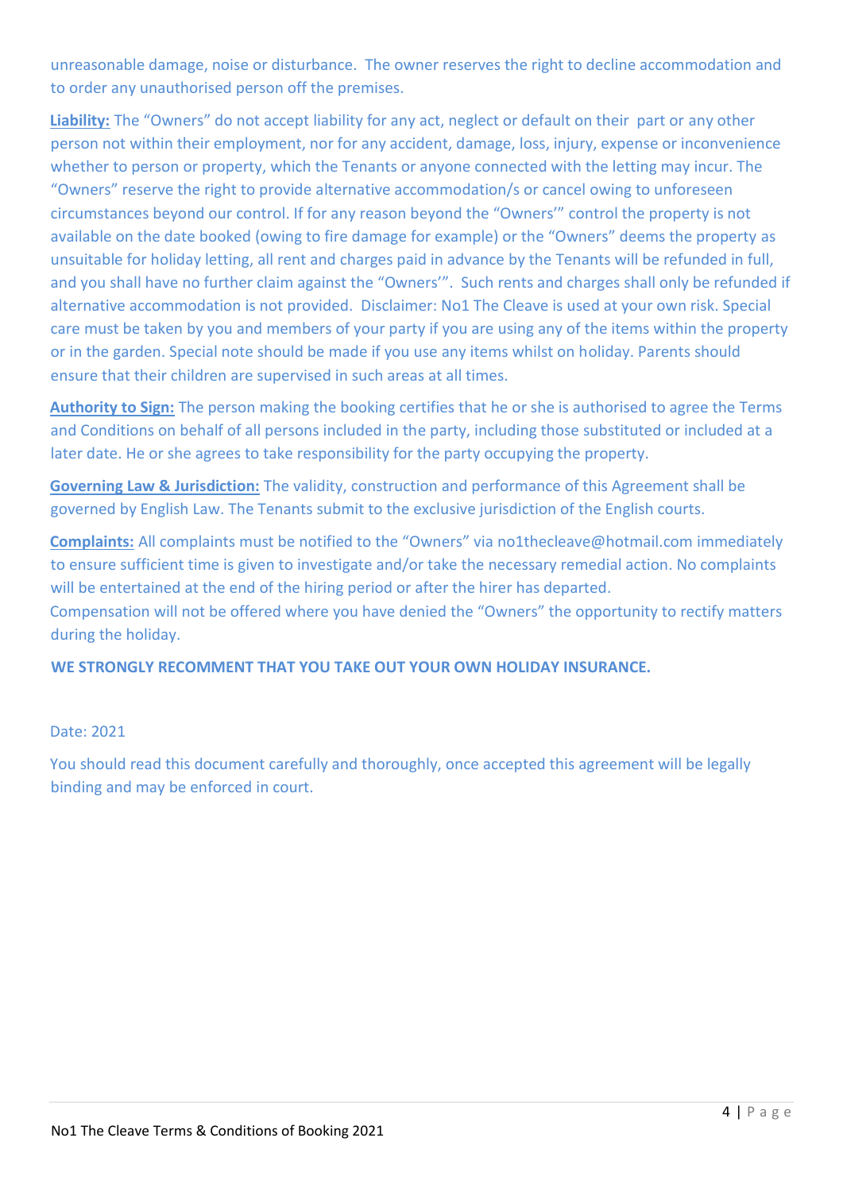unreasonable damage, noise or disturbance. The owner reserves the right to decline accommodation and to order any unauthorised person off the premises.

**Liability:** The "Owners" do not accept liability for any act, neglect or default on their part or any other person not within their employment, nor for any accident, damage, loss, injury, expense or inconvenience whether to person or property, which the Tenants or anyone connected with the letting may incur. The "Owners" reserve the right to provide alternative accommodation/s or cancel owing to unforeseen circumstances beyond our control. If for any reason beyond the "Owners'" control the property is not available on the date booked (owing to fire damage for example) or the "Owners" deems the property as unsuitable for holiday letting, all rent and charges paid in advance by the Tenants will be refunded in full, and you shall have no further claim against the "Owners'". Such rents and charges shall only be refunded if alternative accommodation is not provided. Disclaimer: No1 The Cleave is used at your own risk. Special care must be taken by you and members of your party if you are using any of the items within the property or in the garden. Special note should be made if you use any items whilst on holiday. Parents should ensure that their children are supervised in such areas at all times.

**Authority to Sign:** The person making the booking certifies that he or she is authorised to agree the Terms and Conditions on behalf of all persons included in the party, including those substituted or included at a later date. He or she agrees to take responsibility for the party occupying the property.

**Governing Law & Jurisdiction:** The validity, construction and performance of this Agreement shall be governed by English Law. The Tenants submit to the exclusive jurisdiction of the English courts.

**Complaints:** All complaints must be notified to the "Owners" via no1thecleave@hotmail.com immediately to ensure sufficient time is given to investigate and/or take the necessary remedial action. No complaints will be entertained at the end of the hiring period or after the hirer has departed.
Compensation will not be offered where you have denied the "Owners" the opportunity to rectify matters during the holiday.

**WE STRONGLY RECOMMENT THAT YOU TAKE OUT YOUR OWN HOLIDAY INSURANCE.**

Date: 2021

You should read this document carefully and thoroughly, once accepted this agreement will be legally binding and may be enforced in court.